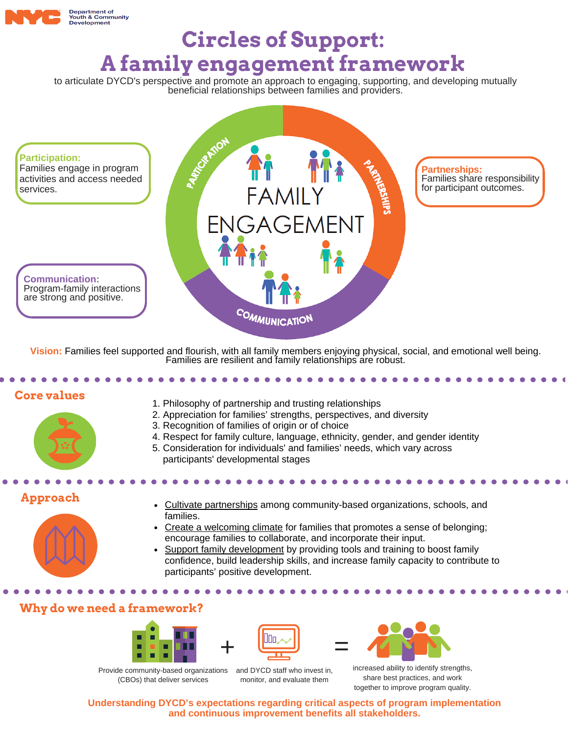Department of Youth & Community Development

# Circles of Support: A family engagement framework

to articulate DYCD's perspective and promote an approach to engaging, supporting, and developing mutually beneficial relationships between families and providers.

**Participation:** Families engage in program activities and access needed services.

**Partnerships:** Families share responsibility for participant outcomes.

**Communication:** Program-family interactions are strong and positive.

PARTICIPATION — PARTNERSHIPS — COMMUNICATION

FAMILY ENGAGEMENT

**Vision:** Families feel supported and flourish, with all family members enjoying physical, social, and emotional well being. Families are resilient and family relationships are robust.

## Core values

1. Philosophy of partnership and trusting relationships
2. Appreciation for families' strengths, perspectives, and diversity
3. Recognition of families of origin or of choice
4. Respect for family culture, language, ethnicity, gender, and gender identity
5. Consideration for individuals' and families' needs, which vary across participants' developmental stages

## Approach

- Cultivate partnerships among community-based organizations, schools, and families.
- Create a welcoming climate for families that promotes a sense of belonging; encourage families to collaborate, and incorporate their input.
- Support family development by providing tools and training to boost family confidence, build leadership skills, and increase family capacity to contribute to participants' positive development.

## Why do we need a framework?

Provide community-based organizations (CBOs) that deliver services + and DYCD staff who invest in, monitor, and evaluate them = increased ability to identify strengths, share best practices, and work together to improve program quality.

**Understanding DYCD's expectations regarding critical aspects of program implementation and continuous improvement benefits all stakeholders.**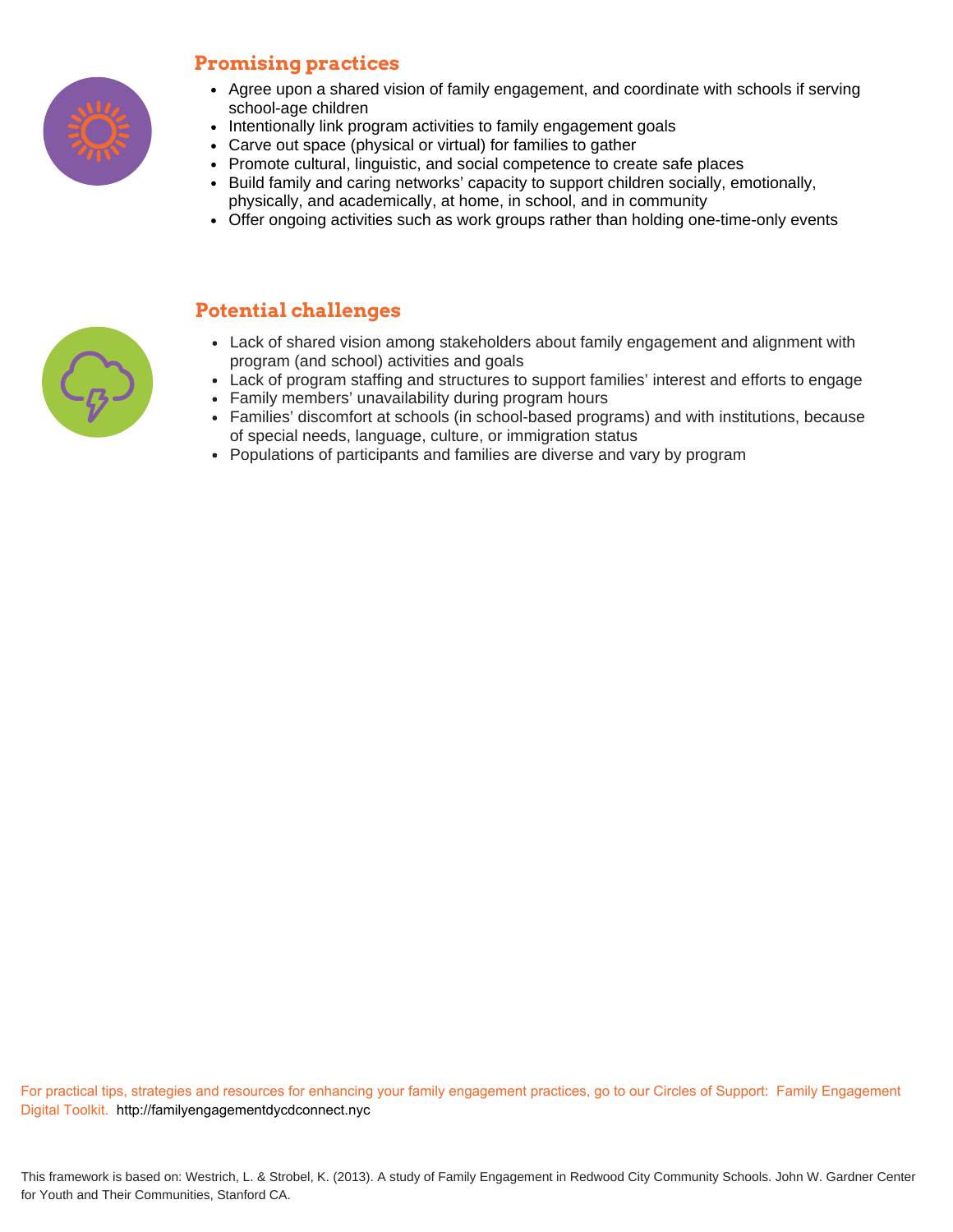## Promising practices

- Agree upon a shared vision of family engagement, and coordinate with schools if serving school-age children
- Intentionally link program activities to family engagement goals
- Carve out space (physical or virtual) for families to gather
- Promote cultural, linguistic, and social competence to create safe places
- Build family and caring networks' capacity to support children socially, emotionally, physically, and academically, at home, in school, and in community
- Offer ongoing activities such as work groups rather than holding one-time-only events

## Potential challenges

- Lack of shared vision among stakeholders about family engagement and alignment with program (and school) activities and goals
- Lack of program staffing and structures to support families' interest and efforts to engage
- Family members' unavailability during program hours
- Families' discomfort at schools (in school-based programs) and with institutions, because of special needs, language, culture, or immigration status
- Populations of participants and families are diverse and vary by program

For practical tips, strategies and resources for enhancing your family engagement practices, go to our Circles of Support: Family Engagement Digital Toolkit. http://familyengagementdycdconnect.nyc

This framework is based on: Westrich, L. & Strobel, K. (2013). A study of Family Engagement in Redwood City Community Schools. John W. Gardner Center for Youth and Their Communities, Stanford CA.